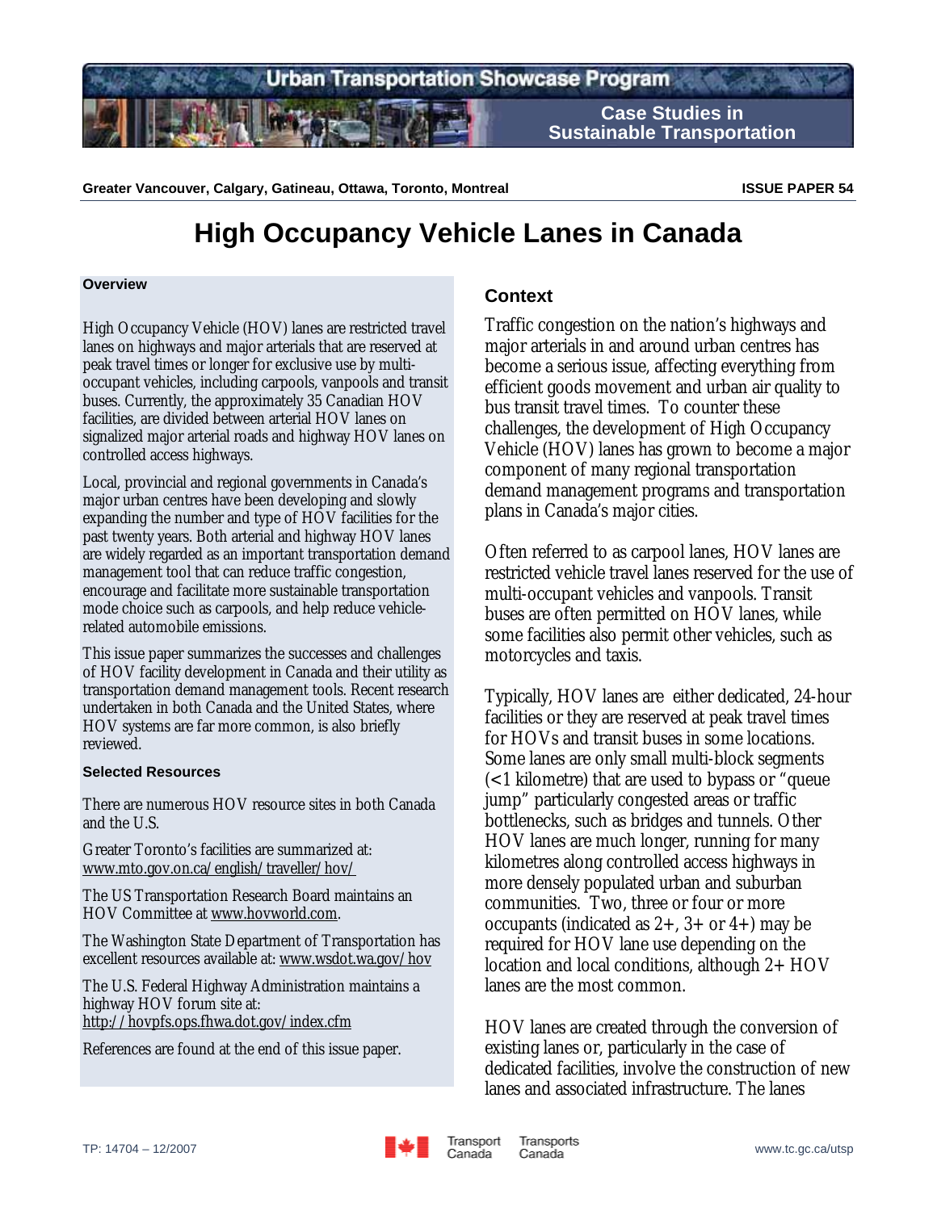# Urban Transportation Showcase Program

**Case Studies in Sustainable Transportation**

**Greater Vancouver, Calgary, Gatineau, Ottawa, Toronto, Montreal** **ISSUE PAPER 54**

# High Occupancy Vehicle Lanes in Canada

### Overview

High Occupancy Vehicle (HOV) lanes are restricted travel lanes on highways and major arterials that are reserved at peak travel times or longer for exclusive use by multi-occupant vehicles, including carpools, vanpools and transit buses. Currently, the approximately 35 Canadian HOV facilities, are divided between arterial HOV lanes on signalized major arterial roads and highway HOV lanes on controlled access highways.

Local, provincial and regional governments in Canada's major urban centres have been developing and slowly expanding the number and type of HOV facilities for the past twenty years. Both arterial and highway HOV lanes are widely regarded as an important transportation demand management tool that can reduce traffic congestion, encourage and facilitate more sustainable transportation mode choice such as carpools, and help reduce vehicle-related automobile emissions.

This issue paper summarizes the successes and challenges of HOV facility development in Canada and their utility as transportation demand management tools. Recent research undertaken in both Canada and the United States, where HOV systems are far more common, is also briefly reviewed.

### Selected Resources

There are numerous HOV resource sites in both Canada and the U.S.

Greater Toronto's facilities are summarized at: www.mto.gov.on.ca/english/traveller/hov/

The US Transportation Research Board maintains an HOV Committee at www.hovworld.com.

The Washington State Department of Transportation has excellent resources available at: www.wsdot.wa.gov/hov

The U.S. Federal Highway Administration maintains a highway HOV forum site at: http://hovpfs.ops.fhwa.dot.gov/index.cfm

References are found at the end of this issue paper.

## Context

Traffic congestion on the nation's highways and major arterials in and around urban centres has become a serious issue, affecting everything from efficient goods movement and urban air quality to bus transit travel times. To counter these challenges, the development of High Occupancy Vehicle (HOV) lanes has grown to become a major component of many regional transportation demand management programs and transportation plans in Canada's major cities.

Often referred to as carpool lanes, HOV lanes are restricted vehicle travel lanes reserved for the use of multi-occupant vehicles and vanpools. Transit buses are often permitted on HOV lanes, while some facilities also permit other vehicles, such as motorcycles and taxis.

Typically, HOV lanes are either dedicated, 24-hour facilities or they are reserved at peak travel times for HOVs and transit buses in some locations. Some lanes are only small multi-block segments (<1 kilometre) that are used to bypass or "queue jump" particularly congested areas or traffic bottlenecks, such as bridges and tunnels. Other HOV lanes are much longer, running for many kilometres along controlled access highways in more densely populated urban and suburban communities. Two, three or four or more occupants (indicated as 2+, 3+ or 4+) may be required for HOV lane use depending on the location and local conditions, although 2+ HOV lanes are the most common.

HOV lanes are created through the conversion of existing lanes or, particularly in the case of dedicated facilities, involve the construction of new lanes and associated infrastructure. The lanes

TP: 14704 – 12/2007 Transport Canada Transports Canada www.tc.gc.ca/utsp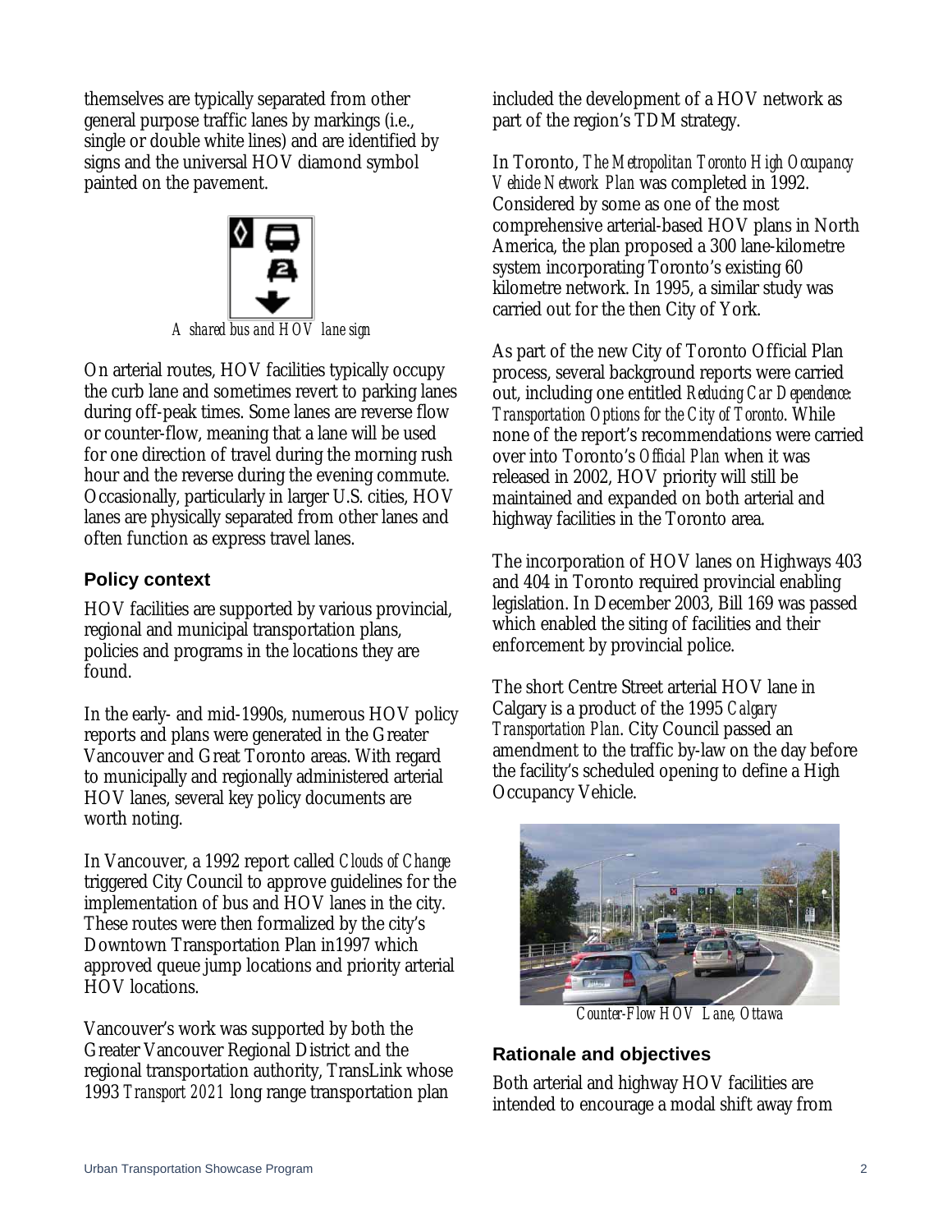themselves are typically separated from other general purpose traffic lanes by markings (i.e., single or double white lines) and are identified by signs and the universal HOV diamond symbol painted on the pavement.

*A shared bus and HOV lane sign*

On arterial routes, HOV facilities typically occupy the curb lane and sometimes revert to parking lanes during off-peak times. Some lanes are reverse flow or counter-flow, meaning that a lane will be used for one direction of travel during the morning rush hour and the reverse during the evening commute. Occasionally, particularly in larger U.S. cities, HOV lanes are physically separated from other lanes and often function as express travel lanes.

## Policy context

HOV facilities are supported by various provincial, regional and municipal transportation plans, policies and programs in the locations they are found.

In the early- and mid-1990s, numerous HOV policy reports and plans were generated in the Greater Vancouver and Great Toronto areas. With regard to municipally and regionally administered arterial HOV lanes, several key policy documents are worth noting.

In Vancouver, a 1992 report called *Clouds of Change* triggered City Council to approve guidelines for the implementation of bus and HOV lanes in the city. These routes were then formalized by the city's Downtown Transportation Plan in1997 which approved queue jump locations and priority arterial HOV locations.

Vancouver's work was supported by both the Greater Vancouver Regional District and the regional transportation authority, TransLink whose 1993 *Transport 2021* long range transportation plan included the development of a HOV network as part of the region's TDM strategy.

In Toronto, *The Metropolitan Toronto High Occupancy Vehicle Network Plan* was completed in 1992. Considered by some as one of the most comprehensive arterial-based HOV plans in North America, the plan proposed a 300 lane-kilometre system incorporating Toronto's existing 60 kilometre network. In 1995, a similar study was carried out for the then City of York.

As part of the new City of Toronto Official Plan process, several background reports were carried out, including one entitled *Reducing Car Dependence: Transportation Options for the City of Toronto*. While none of the report's recommendations were carried over into Toronto's *Official Plan* when it was released in 2002, HOV priority will still be maintained and expanded on both arterial and highway facilities in the Toronto area.

The incorporation of HOV lanes on Highways 403 and 404 in Toronto required provincial enabling legislation. In December 2003, Bill 169 was passed which enabled the siting of facilities and their enforcement by provincial police.

The short Centre Street arterial HOV lane in Calgary is a product of the 1995 *Calgary Transportation Plan*. City Council passed an amendment to the traffic by-law on the day before the facility's scheduled opening to define a High Occupancy Vehicle.

*Counter-Flow HOV Lane, Ottawa*

## Rationale and objectives

Both arterial and highway HOV facilities are intended to encourage a modal shift away from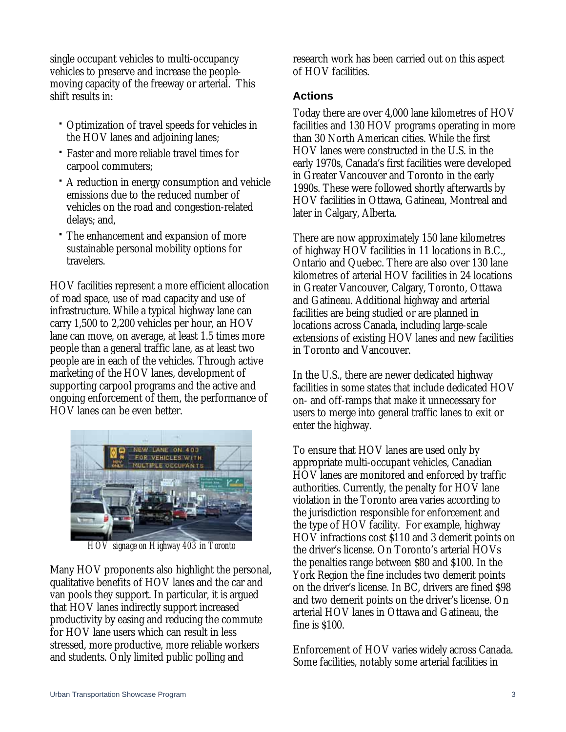single occupant vehicles to multi-occupancy vehicles to preserve and increase the people-moving capacity of the freeway or arterial. This shift results in:

- Optimization of travel speeds for vehicles in the HOV lanes and adjoining lanes;
- Faster and more reliable travel times for carpool commuters;
- A reduction in energy consumption and vehicle emissions due to the reduced number of vehicles on the road and congestion-related delays; and,
- The enhancement and expansion of more sustainable personal mobility options for travelers.

HOV facilities represent a more efficient allocation of road space, use of road capacity and use of infrastructure. While a typical highway lane can carry 1,500 to 2,200 vehicles per hour, an HOV lane can move, on average, at least 1.5 times more people than a general traffic lane, as at least two people are in each of the vehicles. Through active marketing of the HOV lanes, development of supporting carpool programs and the active and ongoing enforcement of them, the performance of HOV lanes can be even better.

*HOV signage on Highway 403 in Toronto*

Many HOV proponents also highlight the personal, qualitative benefits of HOV lanes and the car and van pools they support. In particular, it is argued that HOV lanes indirectly support increased productivity by easing and reducing the commute for HOV lane users which can result in less stressed, more productive, more reliable workers and students. Only limited public polling and research work has been carried out on this aspect of HOV facilities.

### Actions

Today there are over 4,000 lane kilometres of HOV facilities and 130 HOV programs operating in more than 30 North American cities. While the first HOV lanes were constructed in the U.S. in the early 1970s, Canada's first facilities were developed in Greater Vancouver and Toronto in the early 1990s. These were followed shortly afterwards by HOV facilities in Ottawa, Gatineau, Montreal and later in Calgary, Alberta.

There are now approximately 150 lane kilometres of highway HOV facilities in 11 locations in B.C., Ontario and Quebec. There are also over 130 lane kilometres of arterial HOV facilities in 24 locations in Greater Vancouver, Calgary, Toronto, Ottawa and Gatineau. Additional highway and arterial facilities are being studied or are planned in locations across Canada, including large-scale extensions of existing HOV lanes and new facilities in Toronto and Vancouver.

In the U.S., there are newer dedicated highway facilities in some states that include dedicated HOV on- and off-ramps that make it unnecessary for users to merge into general traffic lanes to exit or enter the highway.

To ensure that HOV lanes are used only by appropriate multi-occupant vehicles, Canadian HOV lanes are monitored and enforced by traffic authorities. Currently, the penalty for HOV lane violation in the Toronto area varies according to the jurisdiction responsible for enforcement and the type of HOV facility. For example, highway HOV infractions cost $110 and 3 demerit points on the driver's license. On Toronto's arterial HOVs the penalties range between $80 and $100. In the York Region the fine includes two demerit points on the driver's license. In BC, drivers are fined $98 and two demerit points on the driver's license. On arterial HOV lanes in Ottawa and Gatineau, the fine is $100.

Enforcement of HOV varies widely across Canada. Some facilities, notably some arterial facilities in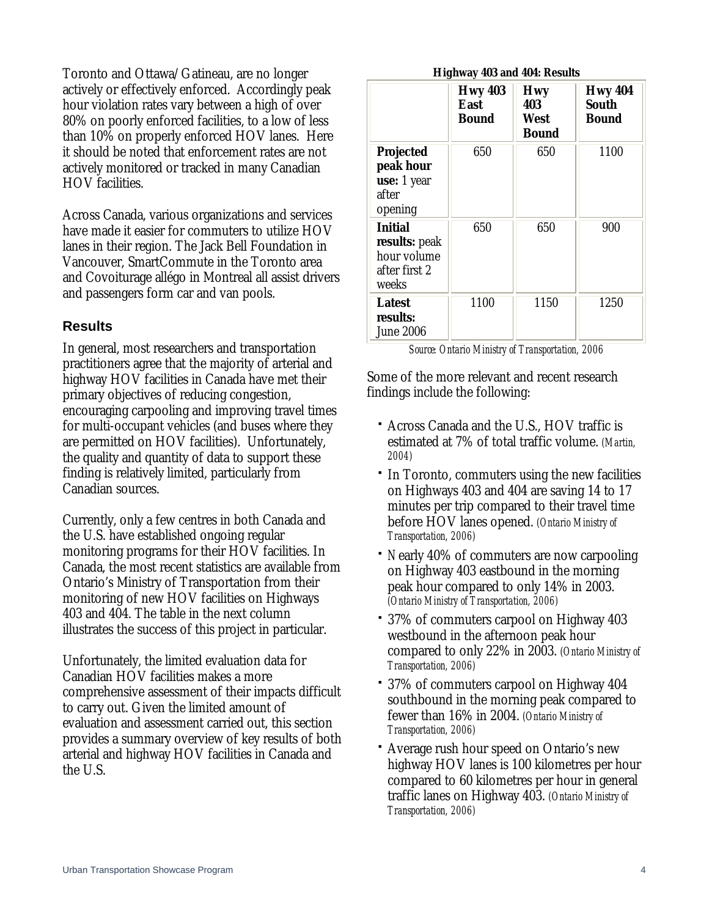Toronto and Ottawa/Gatineau, are no longer actively or effectively enforced. Accordingly peak hour violation rates vary between a high of over 80% on poorly enforced facilities, to a low of less than 10% on properly enforced HOV lanes. Here it should be noted that enforcement rates are not actively monitored or tracked in many Canadian HOV facilities.

Across Canada, various organizations and services have made it easier for commuters to utilize HOV lanes in their region. The Jack Bell Foundation in Vancouver, SmartCommute in the Toronto area and Covoiturage allégo in Montreal all assist drivers and passengers form car and van pools.

## Results

In general, most researchers and transportation practitioners agree that the majority of arterial and highway HOV facilities in Canada have met their primary objectives of reducing congestion, encouraging carpooling and improving travel times for multi-occupant vehicles (and buses where they are permitted on HOV facilities). Unfortunately, the quality and quantity of data to support these finding is relatively limited, particularly from Canadian sources.

Currently, only a few centres in both Canada and the U.S. have established ongoing regular monitoring programs for their HOV facilities. In Canada, the most recent statistics are available from Ontario's Ministry of Transportation from their monitoring of new HOV facilities on Highways 403 and 404. The table in the next column illustrates the success of this project in particular.

Unfortunately, the limited evaluation data for Canadian HOV facilities makes a more comprehensive assessment of their impacts difficult to carry out. Given the limited amount of evaluation and assessment carried out, this section provides a summary overview of key results of both arterial and highway HOV facilities in Canada and the U.S.

**Highway 403 and 404: Results**

| | **Hwy 403 East Bound** | **Hwy 403 West Bound** | **Hwy 404 South Bound** |
|---|---|---|---|
| **Projected peak hour use:** 1 year after opening | 650 | 650 | 1100 |
| **Initial results:** peak hour volume after first 2 weeks | 650 | 650 | 900 |
| **Latest results:** June 2006 | 1100 | 1150 | 1250 |

*Source: Ontario Ministry of Transportation, 2006*

Some of the more relevant and recent research findings include the following:

- Across Canada and the U.S., HOV traffic is estimated at 7% of total traffic volume. *(Martin, 2004)*
- In Toronto, commuters using the new facilities on Highways 403 and 404 are saving 14 to 17 minutes per trip compared to their travel time before HOV lanes opened. *(Ontario Ministry of Transportation, 2006)*
- Nearly 40% of commuters are now carpooling on Highway 403 eastbound in the morning peak hour compared to only 14% in 2003. *(Ontario Ministry of Transportation, 2006)*
- 37% of commuters carpool on Highway 403 westbound in the afternoon peak hour compared to only 22% in 2003. *(Ontario Ministry of Transportation, 2006)*
- 37% of commuters carpool on Highway 404 southbound in the morning peak compared to fewer than 16% in 2004. *(Ontario Ministry of Transportation, 2006)*
- Average rush hour speed on Ontario's new highway HOV lanes is 100 kilometres per hour compared to 60 kilometres per hour in general traffic lanes on Highway 403. *(Ontario Ministry of Transportation, 2006)*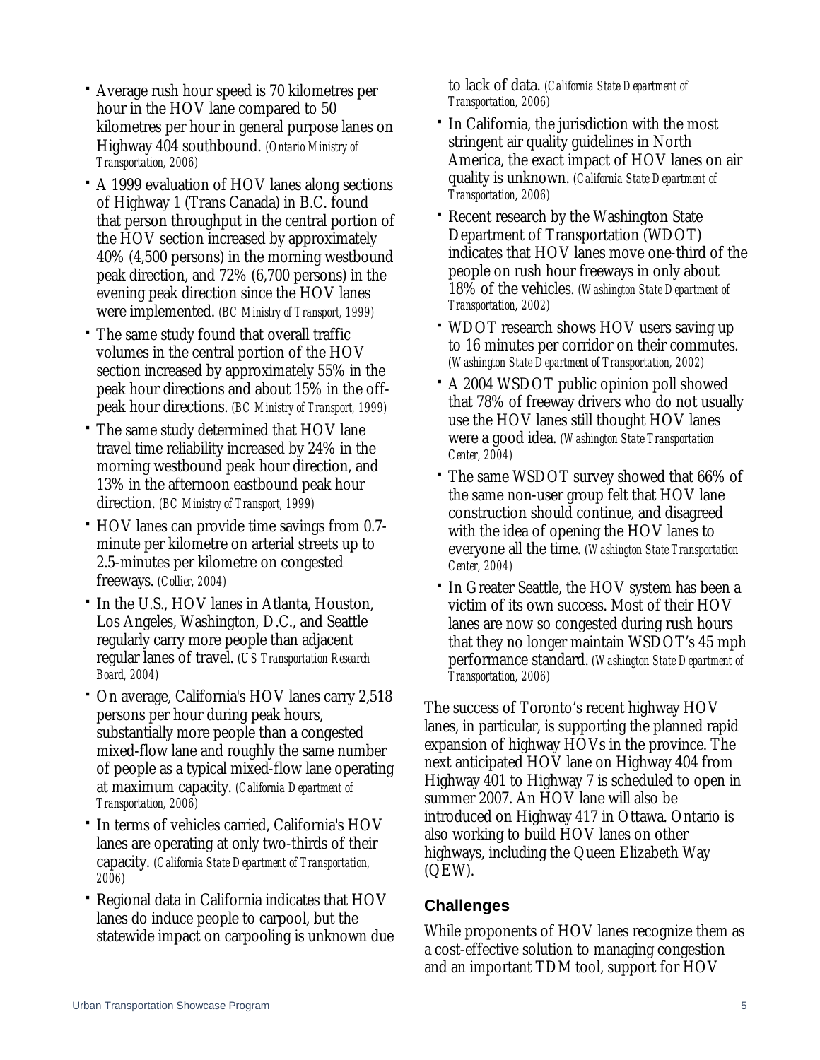- Average rush hour speed is 70 kilometres per hour in the HOV lane compared to 50 kilometres per hour in general purpose lanes on Highway 404 southbound. *(Ontario Ministry of Transportation, 2006)*
- A 1999 evaluation of HOV lanes along sections of Highway 1 (Trans Canada) in B.C. found that person throughput in the central portion of the HOV section increased by approximately 40% (4,500 persons) in the morning westbound peak direction, and 72% (6,700 persons) in the evening peak direction since the HOV lanes were implemented. *(BC Ministry of Transport, 1999)*
- The same study found that overall traffic volumes in the central portion of the HOV section increased by approximately 55% in the peak hour directions and about 15% in the off-peak hour directions. *(BC Ministry of Transport, 1999)*
- The same study determined that HOV lane travel time reliability increased by 24% in the morning westbound peak hour direction, and 13% in the afternoon eastbound peak hour direction. *(BC Ministry of Transport, 1999)*
- HOV lanes can provide time savings from 0.7-minute per kilometre on arterial streets up to 2.5-minutes per kilometre on congested freeways. *(Collier, 2004)*
- In the U.S., HOV lanes in Atlanta, Houston, Los Angeles, Washington, D.C., and Seattle regularly carry more people than adjacent regular lanes of travel. *(US Transportation Research Board, 2004)*
- On average, California's HOV lanes carry 2,518 persons per hour during peak hours, substantially more people than a congested mixed-flow lane and roughly the same number of people as a typical mixed-flow lane operating at maximum capacity. *(California Department of Transportation, 2006)*
- In terms of vehicles carried, California's HOV lanes are operating at only two-thirds of their capacity. *(California State Department of Transportation, 2006)*
- Regional data in California indicates that HOV lanes do induce people to carpool, but the statewide impact on carpooling is unknown due to lack of data. *(California State Department of Transportation, 2006)*
- In California, the jurisdiction with the most stringent air quality guidelines in North America, the exact impact of HOV lanes on air quality is unknown. *(California State Department of Transportation, 2006)*
- Recent research by the Washington State Department of Transportation (WDOT) indicates that HOV lanes move one-third of the people on rush hour freeways in only about 18% of the vehicles. *(Washington State Department of Transportation, 2002)*
- WDOT research shows HOV users saving up to 16 minutes per corridor on their commutes. *(Washington State Department of Transportation, 2002)*
- A 2004 WSDOT public opinion poll showed that 78% of freeway drivers who do not usually use the HOV lanes still thought HOV lanes were a good idea. *(Washington State Transportation Center, 2004)*
- The same WSDOT survey showed that 66% of the same non-user group felt that HOV lane construction should continue, and disagreed with the idea of opening the HOV lanes to everyone all the time. *(Washington State Transportation Center, 2004)*
- In Greater Seattle, the HOV system has been a victim of its own success. Most of their HOV lanes are now so congested during rush hours that they no longer maintain WSDOT's 45 mph performance standard. *(Washington State Department of Transportation, 2006)*

The success of Toronto's recent highway HOV lanes, in particular, is supporting the planned rapid expansion of highway HOVs in the province. The next anticipated HOV lane on Highway 404 from Highway 401 to Highway 7 is scheduled to open in summer 2007. An HOV lane will also be introduced on Highway 417 in Ottawa. Ontario is also working to build HOV lanes on other highways, including the Queen Elizabeth Way (QEW).

## Challenges

While proponents of HOV lanes recognize them as a cost-effective solution to managing congestion and an important TDM tool, support for HOV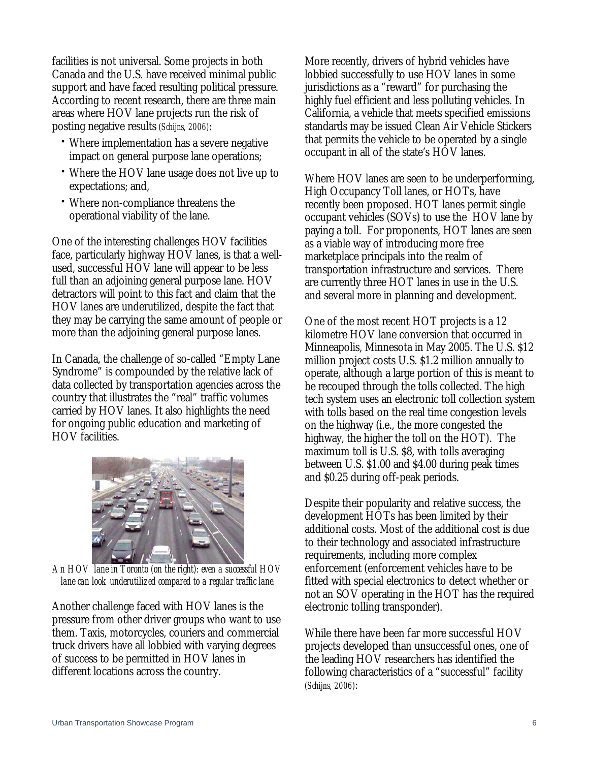facilities is not universal. Some projects in both Canada and the U.S. have received minimal public support and have faced resulting political pressure. According to recent research, there are three main areas where HOV lane projects run the risk of posting negative results *(Schijns, 2006)*:

- Where implementation has a severe negative impact on general purpose lane operations;
- Where the HOV lane usage does not live up to expectations; and,
- Where non-compliance threatens the operational viability of the lane.

One of the interesting challenges HOV facilities face, particularly highway HOV lanes, is that a well-used, successful HOV lane will appear to be less full than an adjoining general purpose lane. HOV detractors will point to this fact and claim that the HOV lanes are underutilized, despite the fact that they may be carrying the same amount of people or more than the adjoining general purpose lanes.

In Canada, the challenge of so-called "Empty Lane Syndrome" is compounded by the relative lack of data collected by transportation agencies across the country that illustrates the "real" traffic volumes carried by HOV lanes. It also highlights the need for ongoing public education and marketing of HOV facilities.

*An HOV lane in Toronto (on the right): even a successful HOV lane can look underutilized compared to a regular traffic lane.*

Another challenge faced with HOV lanes is the pressure from other driver groups who want to use them. Taxis, motorcycles, couriers and commercial truck drivers have all lobbied with varying degrees of success to be permitted in HOV lanes in different locations across the country.

More recently, drivers of hybrid vehicles have lobbied successfully to use HOV lanes in some jurisdictions as a "reward" for purchasing the highly fuel efficient and less polluting vehicles. In California, a vehicle that meets specified emissions standards may be issued Clean Air Vehicle Stickers that permits the vehicle to be operated by a single occupant in all of the state's HOV lanes.

Where HOV lanes are seen to be underperforming, High Occupancy Toll lanes, or HOTs, have recently been proposed. HOT lanes permit single occupant vehicles (SOVs) to use the HOV lane by paying a toll. For proponents, HOT lanes are seen as a viable way of introducing more free marketplace principals into the realm of transportation infrastructure and services. There are currently three HOT lanes in use in the U.S. and several more in planning and development.

One of the most recent HOT projects is a 12 kilometre HOV lane conversion that occurred in Minneapolis, Minnesota in May 2005. The U.S. $12 million project costs U.S. $1.2 million annually to operate, although a large portion of this is meant to be recouped through the tolls collected. The high tech system uses an electronic toll collection system with tolls based on the real time congestion levels on the highway (i.e., the more congested the highway, the higher the toll on the HOT). The maximum toll is U.S. $8, with tolls averaging between U.S. $1.00 and $4.00 during peak times and $0.25 during off-peak periods.

Despite their popularity and relative success, the development HOTs has been limited by their additional costs. Most of the additional cost is due to their technology and associated infrastructure requirements, including more complex enforcement (enforcement vehicles have to be fitted with special electronics to detect whether or not an SOV operating in the HOT has the required electronic tolling transponder).

While there have been far more successful HOV projects developed than unsuccessful ones, one of the leading HOV researchers has identified the following characteristics of a "successful" facility *(Schijns, 2006)*: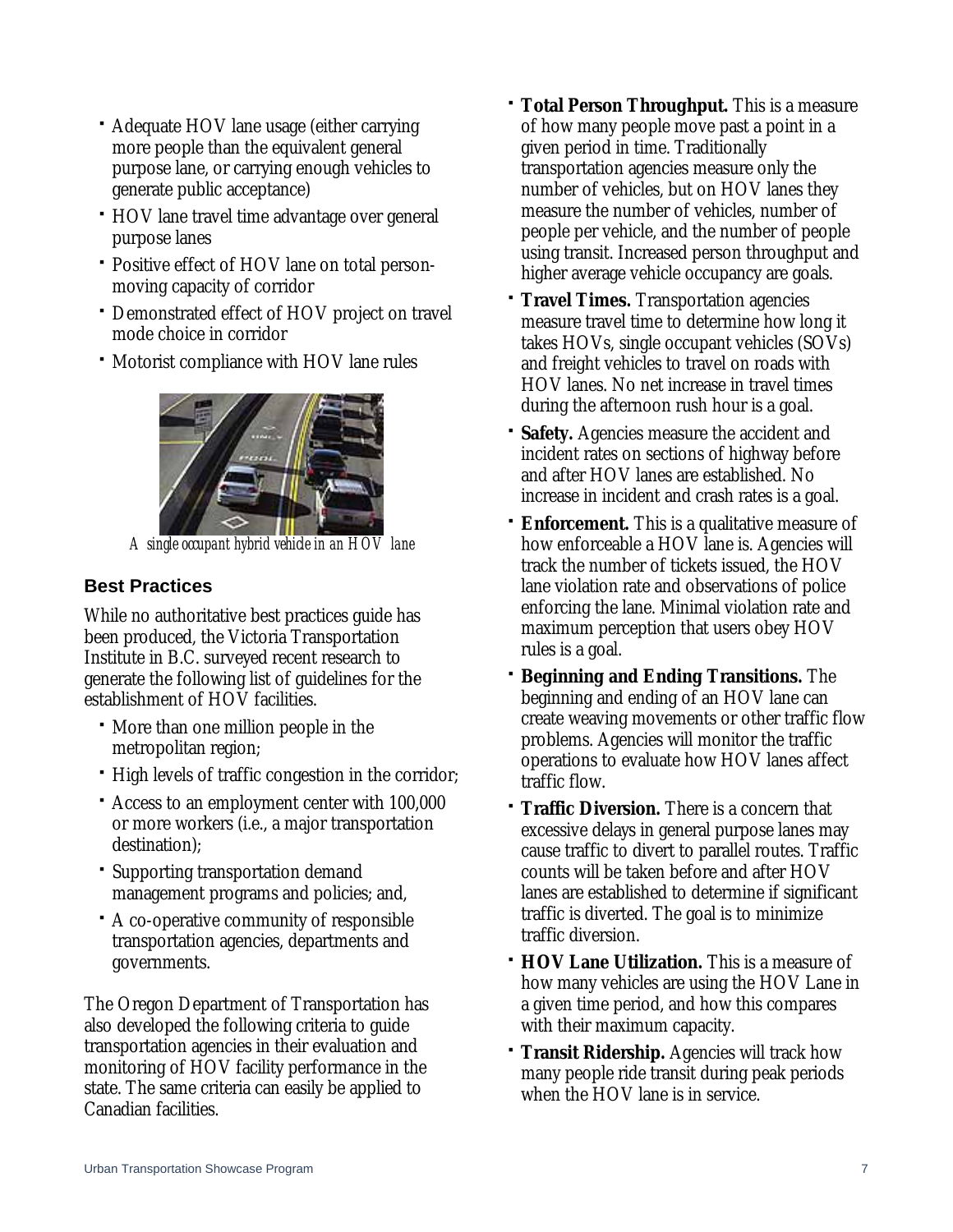- Adequate HOV lane usage (either carrying more people than the equivalent general purpose lane, or carrying enough vehicles to generate public acceptance)
- HOV lane travel time advantage over general purpose lanes
- Positive effect of HOV lane on total person-moving capacity of corridor
- Demonstrated effect of HOV project on travel mode choice in corridor
- Motorist compliance with HOV lane rules

*A single occupant hybrid vehicle in an HOV lane*

### Best Practices

While no authoritative best practices guide has been produced, the Victoria Transportation Institute in B.C. surveyed recent research to generate the following list of guidelines for the establishment of HOV facilities.

- More than one million people in the metropolitan region;
- High levels of traffic congestion in the corridor;
- Access to an employment center with 100,000 or more workers (i.e., a major transportation destination);
- Supporting transportation demand management programs and policies; and,
- A co-operative community of responsible transportation agencies, departments and governments.

The Oregon Department of Transportation has also developed the following criteria to guide transportation agencies in their evaluation and monitoring of HOV facility performance in the state. The same criteria can easily be applied to Canadian facilities.

- **Total Person Throughput.** This is a measure of how many people move past a point in a given period in time. Traditionally transportation agencies measure only the number of vehicles, but on HOV lanes they measure the number of vehicles, number of people per vehicle, and the number of people using transit. Increased person throughput and higher average vehicle occupancy are goals.
- **Travel Times.** Transportation agencies measure travel time to determine how long it takes HOVs, single occupant vehicles (SOVs) and freight vehicles to travel on roads with HOV lanes. No net increase in travel times during the afternoon rush hour is a goal.
- **Safety.** Agencies measure the accident and incident rates on sections of highway before and after HOV lanes are established. No increase in incident and crash rates is a goal.
- **Enforcement.** This is a qualitative measure of how enforceable a HOV lane is. Agencies will track the number of tickets issued, the HOV lane violation rate and observations of police enforcing the lane. Minimal violation rate and maximum perception that users obey HOV rules is a goal.
- **Beginning and Ending Transitions.** The beginning and ending of an HOV lane can create weaving movements or other traffic flow problems. Agencies will monitor the traffic operations to evaluate how HOV lanes affect traffic flow.
- **Traffic Diversion.** There is a concern that excessive delays in general purpose lanes may cause traffic to divert to parallel routes. Traffic counts will be taken before and after HOV lanes are established to determine if significant traffic is diverted. The goal is to minimize traffic diversion.
- **HOV Lane Utilization.** This is a measure of how many vehicles are using the HOV Lane in a given time period, and how this compares with their maximum capacity.
- **Transit Ridership.** Agencies will track how many people ride transit during peak periods when the HOV lane is in service.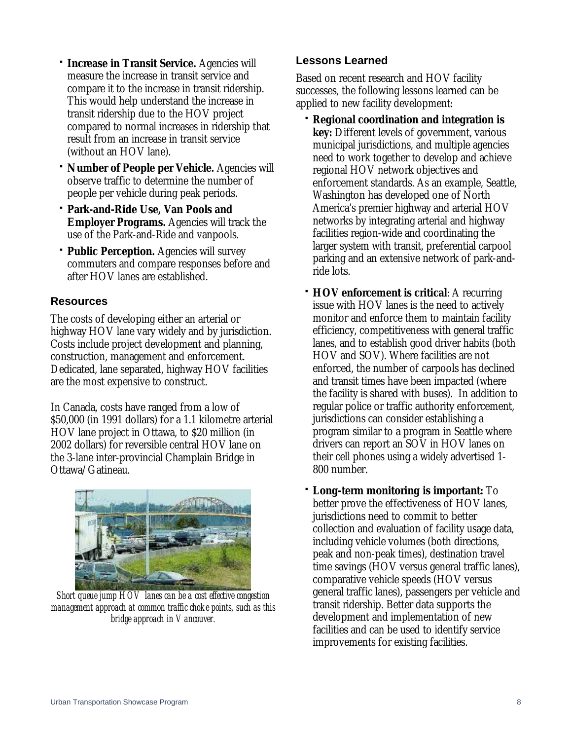- **Increase in Transit Service.** Agencies will measure the increase in transit service and compare it to the increase in transit ridership. This would help understand the increase in transit ridership due to the HOV project compared to normal increases in ridership that result from an increase in transit service (without an HOV lane).
- **Number of People per Vehicle.** Agencies will observe traffic to determine the number of people per vehicle during peak periods.
- **Park-and-Ride Use, Van Pools and Employer Programs.** Agencies will track the use of the Park-and-Ride and vanpools.
- **Public Perception.** Agencies will survey commuters and compare responses before and after HOV lanes are established.

### Resources

The costs of developing either an arterial or highway HOV lane vary widely and by jurisdiction. Costs include project development and planning, construction, management and enforcement. Dedicated, lane separated, highway HOV facilities are the most expensive to construct.

In Canada, costs have ranged from a low of $50,000 (in 1991 dollars) for a 1.1 kilometre arterial HOV lane project in Ottawa, to $20 million (in 2002 dollars) for reversible central HOV lane on the 3-lane inter-provincial Champlain Bridge in Ottawa/Gatineau.

*Short queue jump HOV lanes can be a cost effective congestion management approach at common traffic choke points, such as this bridge approach in Vancouver.*

### Lessons Learned

Based on recent research and HOV facility successes, the following lessons learned can be applied to new facility development:

- **Regional coordination and integration is key:** Different levels of government, various municipal jurisdictions, and multiple agencies need to work together to develop and achieve regional HOV network objectives and enforcement standards. As an example, Seattle, Washington has developed one of North America's premier highway and arterial HOV networks by integrating arterial and highway facilities region-wide and coordinating the larger system with transit, preferential carpool parking and an extensive network of park-and-ride lots.
- **HOV enforcement is critical**: A recurring issue with HOV lanes is the need to actively monitor and enforce them to maintain facility efficiency, competitiveness with general traffic lanes, and to establish good driver habits (both HOV and SOV). Where facilities are not enforced, the number of carpools has declined and transit times have been impacted (where the facility is shared with buses). In addition to regular police or traffic authority enforcement, jurisdictions can consider establishing a program similar to a program in Seattle where drivers can report an SOV in HOV lanes on their cell phones using a widely advertised 1-800 number.
- **Long-term monitoring is important:** To better prove the effectiveness of HOV lanes, jurisdictions need to commit to better collection and evaluation of facility usage data, including vehicle volumes (both directions, peak and non-peak times), destination travel time savings (HOV versus general traffic lanes), comparative vehicle speeds (HOV versus general traffic lanes), passengers per vehicle and transit ridership. Better data supports the development and implementation of new facilities and can be used to identify service improvements for existing facilities.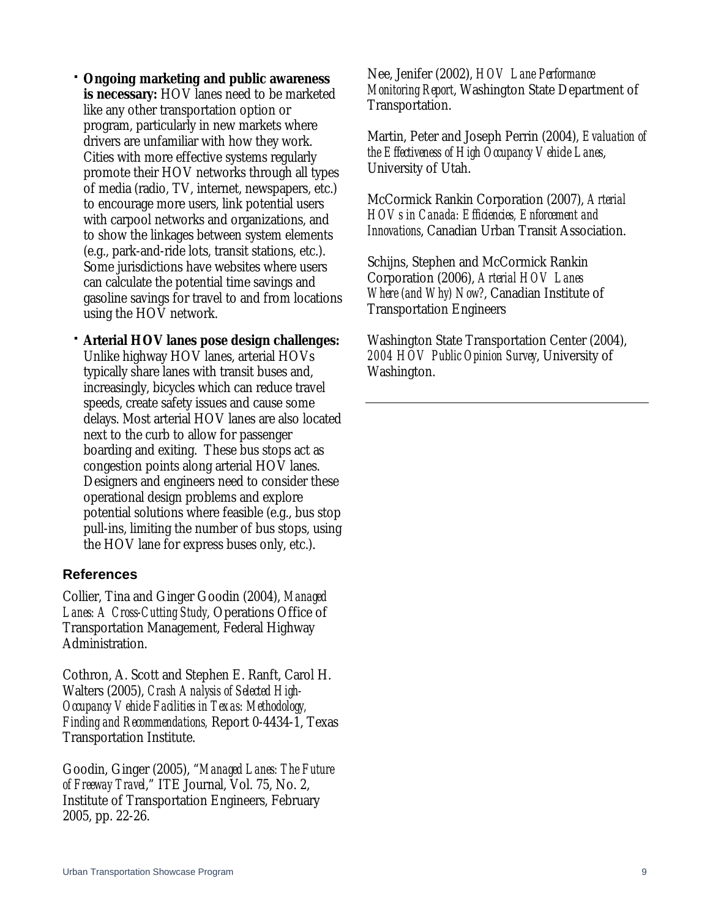- **Ongoing marketing and public awareness is necessary:** HOV lanes need to be marketed like any other transportation option or program, particularly in new markets where drivers are unfamiliar with how they work. Cities with more effective systems regularly promote their HOV networks through all types of media (radio, TV, internet, newspapers, etc.) to encourage more users, link potential users with carpool networks and organizations, and to show the linkages between system elements (e.g., park-and-ride lots, transit stations, etc.). Some jurisdictions have websites where users can calculate the potential time savings and gasoline savings for travel to and from locations using the HOV network.

- **Arterial HOV lanes pose design challenges:** Unlike highway HOV lanes, arterial HOVs typically share lanes with transit buses and, increasingly, bicycles which can reduce travel speeds, create safety issues and cause some delays. Most arterial HOV lanes are also located next to the curb to allow for passenger boarding and exiting. These bus stops act as congestion points along arterial HOV lanes. Designers and engineers need to consider these operational design problems and explore potential solutions where feasible (e.g., bus stop pull-ins, limiting the number of bus stops, using the HOV lane for express buses only, etc.).

## References

Collier, Tina and Ginger Goodin (2004), *Managed Lanes: A Cross-Cutting Study*, Operations Office of Transportation Management, Federal Highway Administration.

Cothron, A. Scott and Stephen E. Ranft, Carol H. Walters (2005), *Crash Analysis of Selected High-Occupancy Vehicle Facilities in Texas: Methodology, Finding and Recommendations,* Report 0-4434-1, Texas Transportation Institute.

Goodin, Ginger (2005), "*Managed Lanes: The Future of Freeway Travel*," ITE Journal, Vol. 75, No. 2, Institute of Transportation Engineers, February 2005, pp. 22-26.

Nee, Jenifer (2002), *HOV Lane Performance Monitoring Report*, Washington State Department of Transportation.

Martin, Peter and Joseph Perrin (2004), *Evaluation of the Effectiveness of High Occupancy Vehicle Lanes*, University of Utah.

McCormick Rankin Corporation (2007), *Arterial HOVs in Canada: Efficiencies, Enforcement and Innovations*, Canadian Urban Transit Association.

Schijns, Stephen and McCormick Rankin Corporation (2006), *Arterial HOV Lanes Where (and Why) Now?*, Canadian Institute of Transportation Engineers

Washington State Transportation Center (2004), *2004 HOV Public Opinion Survey*, University of Washington.